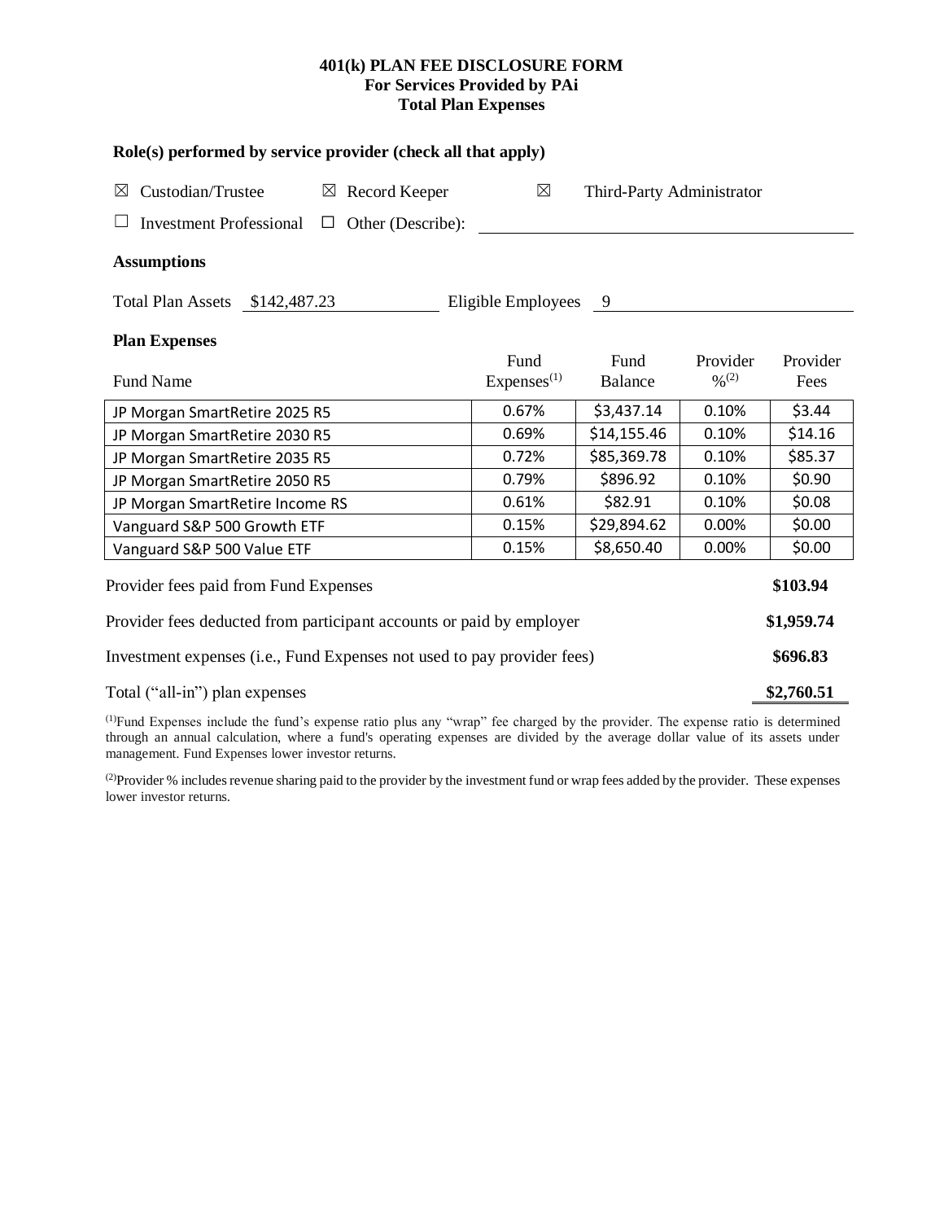**401(k) PLAN FEE DISCLOSURE FORM**
**For Services Provided by PAi**
**Total Plan Expenses**

### Role(s) performed by service provider (check all that apply)

☒ Custodian/Trustee ☒ Record Keeper ☒ Third-Party Administrator

☐ Investment Professional ☐ Other (Describe): ____________________

### Assumptions

Total Plan Assets $142,487.23 Eligible Employees 9

### Plan Expenses

| Fund Name | Fund Expenses(1) | Fund Balance | Provider %(2) | Provider Fees |
|---|---|---|---|---|
| JP Morgan SmartRetire 2025 R5 | 0.67% | $3,437.14 | 0.10% | $3.44 |
| JP Morgan SmartRetire 2030 R5 | 0.69% | $14,155.46 | 0.10% | $14.16 |
| JP Morgan SmartRetire 2035 R5 | 0.72% | $85,369.78 | 0.10% | $85.37 |
| JP Morgan SmartRetire 2050 R5 | 0.79% | $896.92 | 0.10% | $0.90 |
| JP Morgan SmartRetire Income RS | 0.61% | $82.91 | 0.10% | $0.08 |
| Vanguard S&P 500 Growth ETF | 0.15% | $29,894.62 | 0.00% | $0.00 |
| Vanguard S&P 500 Value ETF | 0.15% | $8,650.40 | 0.00% | $0.00 |

| | |
|---|---|
| Provider fees paid from Fund Expenses | **$103.94** |
| Provider fees deducted from participant accounts or paid by employer | **$1,959.74** |
| Investment expenses (i.e., Fund Expenses not used to pay provider fees) | **$696.83** |
| Total ("all-in") plan expenses | **$2,760.51** |

(1) Fund Expenses include the fund's expense ratio plus any "wrap" fee charged by the provider. The expense ratio is determined through an annual calculation, where a fund's operating expenses are divided by the average dollar value of its assets under management. Fund Expenses lower investor returns.

(2) Provider % includes revenue sharing paid to the provider by the investment fund or wrap fees added by the provider. These expenses lower investor returns.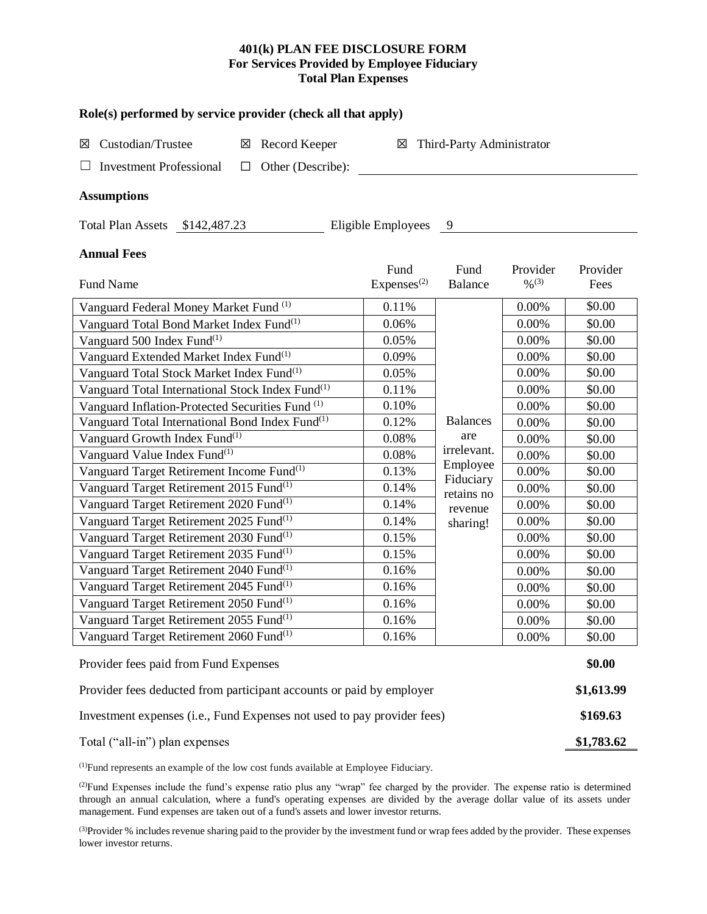# 401(k) PLAN FEE DISCLOSURE FORM
## For Services Provided by Employee Fiduciary
## Total Plan Expenses

### Role(s) performed by service provider (check all that apply)

☒ Custodian/Trustee ☒ Record Keeper ☒ Third-Party Administrator

☐ Investment Professional ☐ Other (Describe):

### Assumptions

Total Plan Assets $142,487.23 Eligible Employees 9

### Annual Fees

| Fund Name | Fund Expenses[2] | Fund Balance | Provider %[3] | Provider Fees |
|---|---|---|---|---|
| Vanguard Federal Money Market Fund [1] | 0.11% | Balances are irrelevant. Employee Fiduciary retains no revenue sharing! | 0.00% | $0.00 |
| Vanguard Total Bond Market Index Fund[1] | 0.06% | | 0.00% | $0.00 |
| Vanguard 500 Index Fund[1] | 0.05% | | 0.00% | $0.00 |
| Vanguard Extended Market Index Fund[1] | 0.09% | | 0.00% | $0.00 |
| Vanguard Total Stock Market Index Fund[1] | 0.05% | | 0.00% | $0.00 |
| Vanguard Total International Stock Index Fund[1] | 0.11% | | 0.00% | $0.00 |
| Vanguard Inflation-Protected Securities Fund [1] | 0.10% | | 0.00% | $0.00 |
| Vanguard Total International Bond Index Fund[1] | 0.12% | | 0.00% | $0.00 |
| Vanguard Growth Index Fund[1] | 0.08% | | 0.00% | $0.00 |
| Vanguard Value Index Fund[1] | 0.08% | | 0.00% | $0.00 |
| Vanguard Target Retirement Income Fund[1] | 0.13% | | 0.00% | $0.00 |
| Vanguard Target Retirement 2015 Fund[1] | 0.14% | | 0.00% | $0.00 |
| Vanguard Target Retirement 2020 Fund[1] | 0.14% | | 0.00% | $0.00 |
| Vanguard Target Retirement 2025 Fund[1] | 0.14% | | 0.00% | $0.00 |
| Vanguard Target Retirement 2030 Fund[1] | 0.15% | | 0.00% | $0.00 |
| Vanguard Target Retirement 2035 Fund[1] | 0.15% | | 0.00% | $0.00 |
| Vanguard Target Retirement 2040 Fund[1] | 0.16% | | 0.00% | $0.00 |
| Vanguard Target Retirement 2045 Fund[1] | 0.16% | | 0.00% | $0.00 |
| Vanguard Target Retirement 2050 Fund[1] | 0.16% | | 0.00% | $0.00 |
| Vanguard Target Retirement 2055 Fund[1] | 0.16% | | 0.00% | $0.00 |
| Vanguard Target Retirement 2060 Fund[1] | 0.16% | | 0.00% | $0.00 |

| | |
|---|---|
| Provider fees paid from Fund Expenses | **$0.00** |
| Provider fees deducted from participant accounts or paid by employer | **$1,613.99** |
| Investment expenses (i.e., Fund Expenses not used to pay provider fees) | **$169.63** |
| Total ("all-in") plan expenses | **$1,783.62** |

[1]Fund represents an example of the low cost funds available at Employee Fiduciary.

[2]Fund Expenses include the fund's expense ratio plus any "wrap" fee charged by the provider. The expense ratio is determined through an annual calculation, where a fund's operating expenses are divided by the average dollar value of its assets under management. Fund expenses are taken out of a fund's assets and lower investor returns.

[3]Provider % includes revenue sharing paid to the provider by the investment fund or wrap fees added by the provider. These expenses lower investor returns.